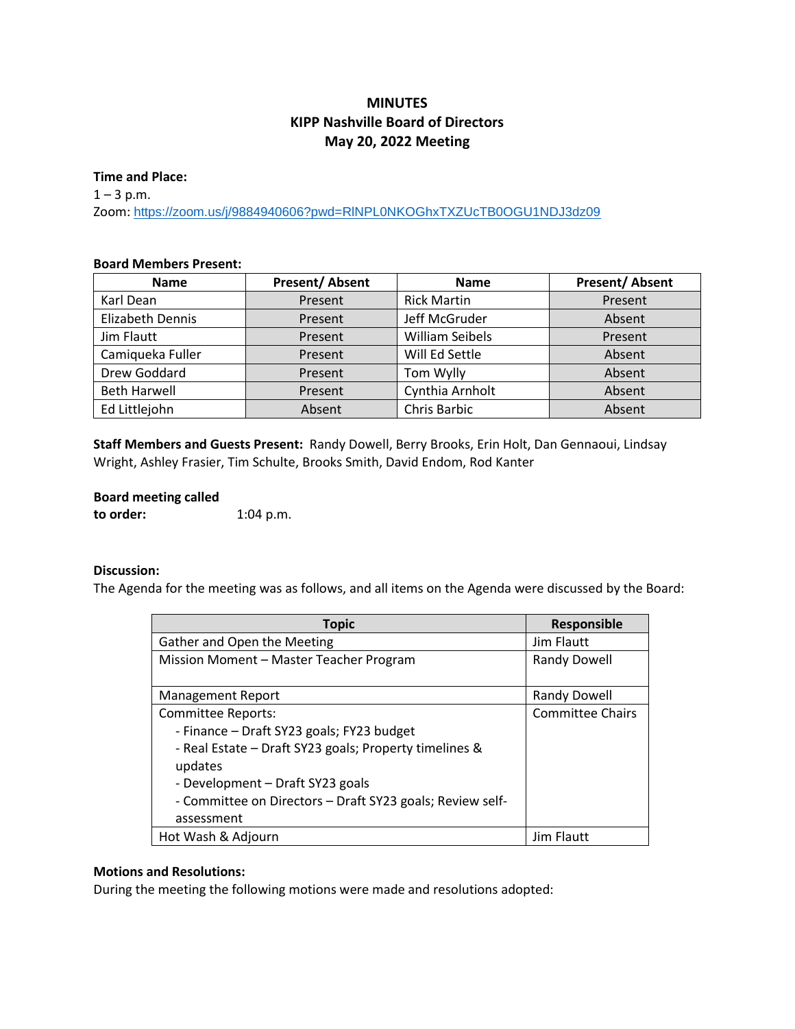# MINUTES
## KIPP Nashville Board of Directors
## May 20, 2022 Meeting

**Time and Place:**
1 – 3 p.m.
Zoom: https://zoom.us/j/9884940606?pwd=RlNPL0NKOGhxTXZUcTB0OGU1NDJ3dz09

**Board Members Present:**

| Name | Present/ Absent | Name | Present/ Absent |
|---|---|---|---|
| Karl Dean | Present | Rick Martin | Present |
| Elizabeth Dennis | Present | Jeff McGruder | Absent |
| Jim Flautt | Present | William Seibels | Present |
| Camiqueka Fuller | Present | Will Ed Settle | Absent |
| Drew Goddard | Present | Tom Wylly | Absent |
| Beth Harwell | Present | Cynthia Arnholt | Absent |
| Ed Littlejohn | Absent | Chris Barbic | Absent |

**Staff Members and Guests Present:** Randy Dowell, Berry Brooks, Erin Holt, Dan Gennaoui, Lindsay Wright, Ashley Frasier, Tim Schulte, Brooks Smith, David Endom, Rod Kanter

**Board meeting called to order:** 1:04 p.m.

**Discussion:**
The Agenda for the meeting was as follows, and all items on the Agenda were discussed by the Board:

| Topic | Responsible |
|---|---|
| Gather and Open the Meeting | Jim Flautt |
| Mission Moment – Master Teacher Program | Randy Dowell |
| Management Report | Randy Dowell |
| Committee Reports:<br>- Finance – Draft SY23 goals; FY23 budget<br>- Real Estate – Draft SY23 goals; Property timelines & updates<br>- Development – Draft SY23 goals<br>- Committee on Directors – Draft SY23 goals; Review self-assessment | Committee Chairs |
| Hot Wash & Adjourn | Jim Flautt |

**Motions and Resolutions:**
During the meeting the following motions were made and resolutions adopted: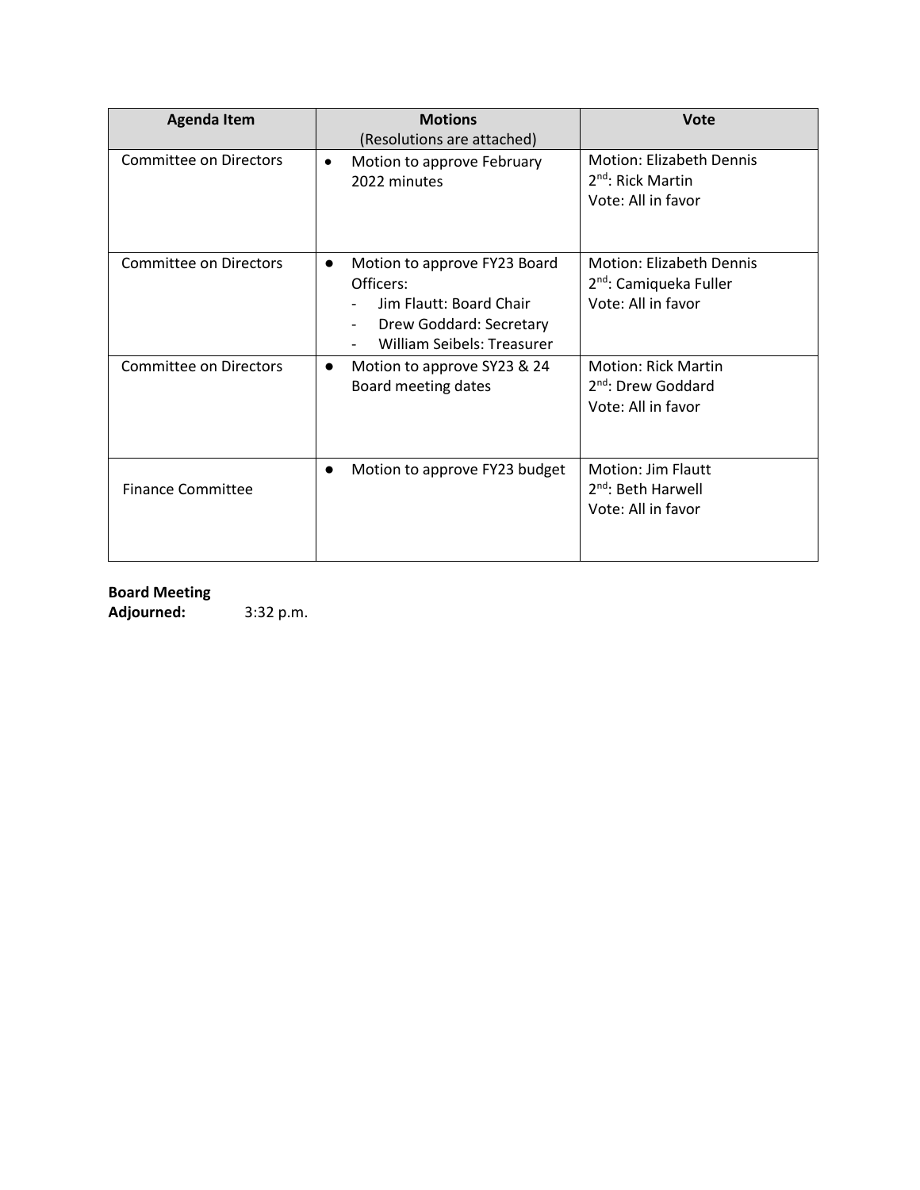| Agenda Item | Motions (Resolutions are attached) | Vote |
| --- | --- | --- |
| Committee on Directors | • Motion to approve February 2022 minutes | Motion: Elizabeth Dennis<br>2nd: Rick Martin<br>Vote: All in favor |
| Committee on Directors | • Motion to approve FY23 Board Officers:<br>- Jim Flautt: Board Chair<br>- Drew Goddard: Secretary<br>- William Seibels: Treasurer | Motion: Elizabeth Dennis<br>2nd: Camiqueka Fuller<br>Vote: All in favor |
| Committee on Directors | • Motion to approve SY23 & 24 Board meeting dates | Motion: Rick Martin<br>2nd: Drew Goddard<br>Vote: All in favor |
| Finance Committee | • Motion to approve FY23 budget | Motion: Jim Flautt<br>2nd: Beth Harwell<br>Vote: All in favor |

**Board Meeting Adjourned:** 3:32 p.m.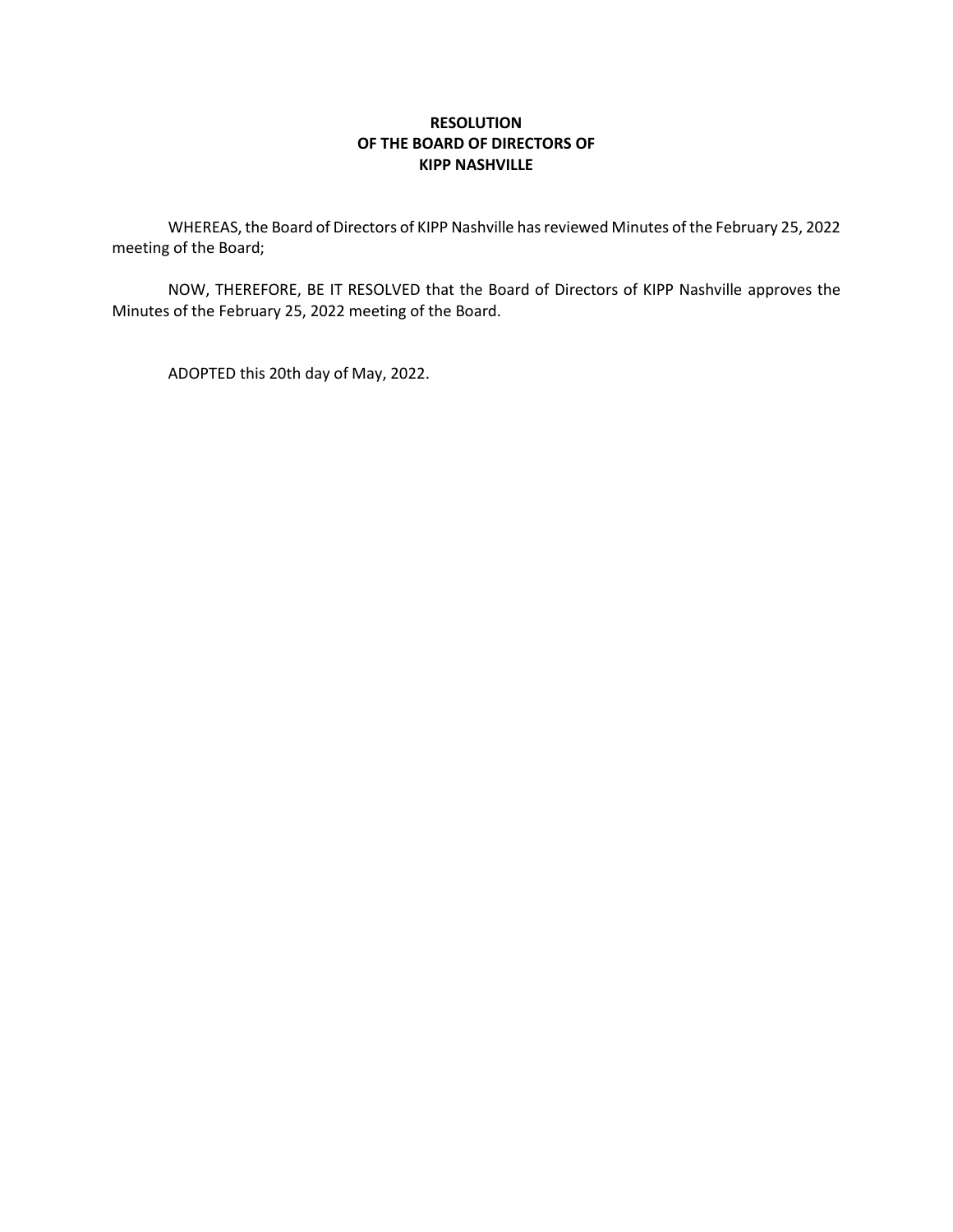**RESOLUTION**
**OF THE BOARD OF DIRECTORS OF**
**KIPP NASHVILLE**

WHEREAS, the Board of Directors of KIPP Nashville has reviewed Minutes of the February 25, 2022 meeting of the Board;

NOW, THEREFORE, BE IT RESOLVED that the Board of Directors of KIPP Nashville approves the Minutes of the February 25, 2022 meeting of the Board.

ADOPTED this 20th day of May, 2022.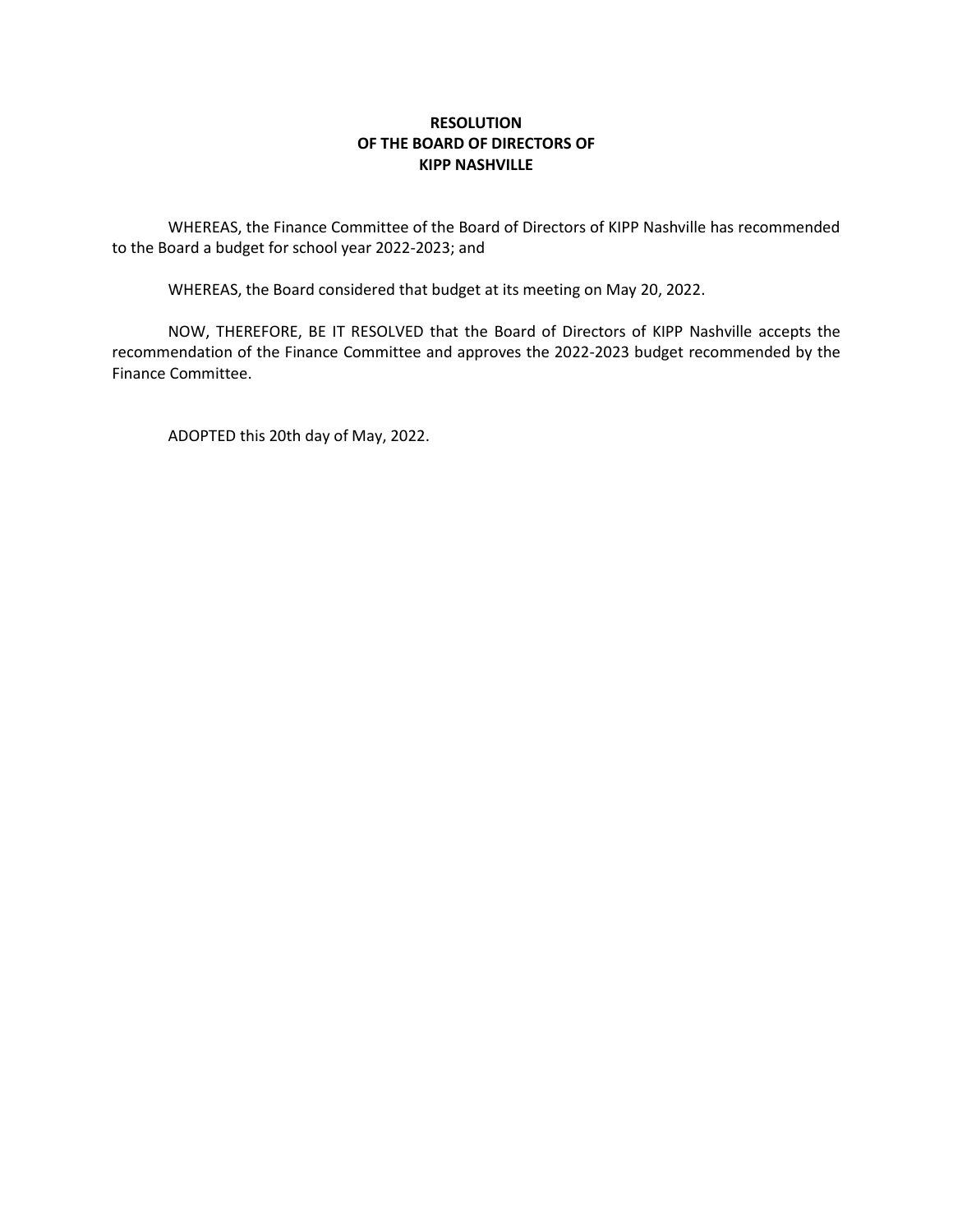**RESOLUTION**
**OF THE BOARD OF DIRECTORS OF**
**KIPP NASHVILLE**

WHEREAS, the Finance Committee of the Board of Directors of KIPP Nashville has recommended to the Board a budget for school year 2022-2023; and

WHEREAS, the Board considered that budget at its meeting on May 20, 2022.

NOW, THEREFORE, BE IT RESOLVED that the Board of Directors of KIPP Nashville accepts the recommendation of the Finance Committee and approves the 2022-2023 budget recommended by the Finance Committee.

ADOPTED this 20th day of May, 2022.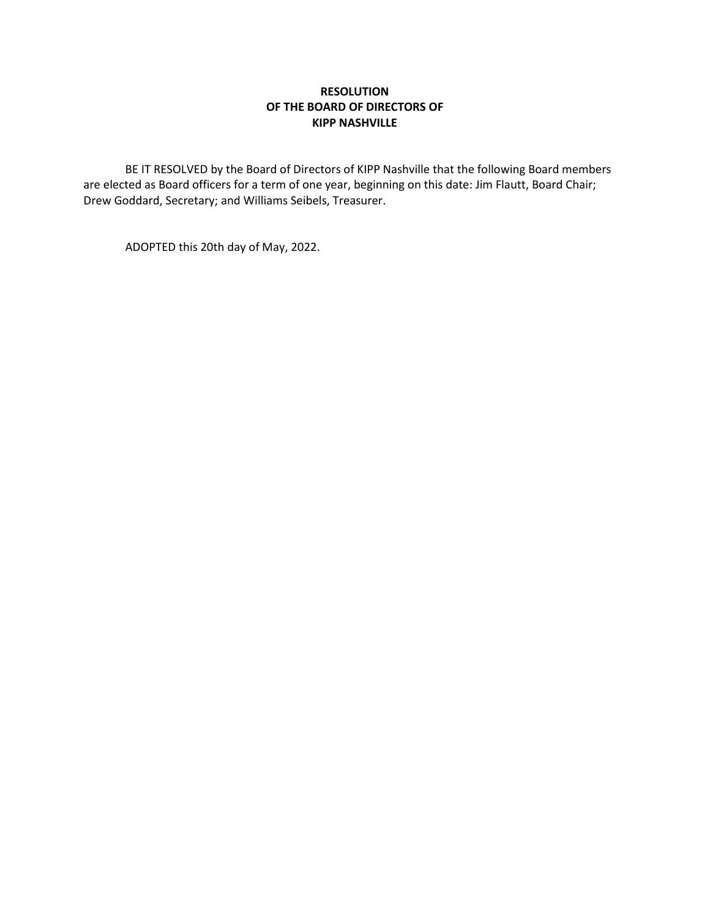**RESOLUTION**
**OF THE BOARD OF DIRECTORS OF**
**KIPP NASHVILLE**

BE IT RESOLVED by the Board of Directors of KIPP Nashville that the following Board members are elected as Board officers for a term of one year, beginning on this date: Jim Flautt, Board Chair; Drew Goddard, Secretary; and Williams Seibels, Treasurer.

ADOPTED this 20th day of May, 2022.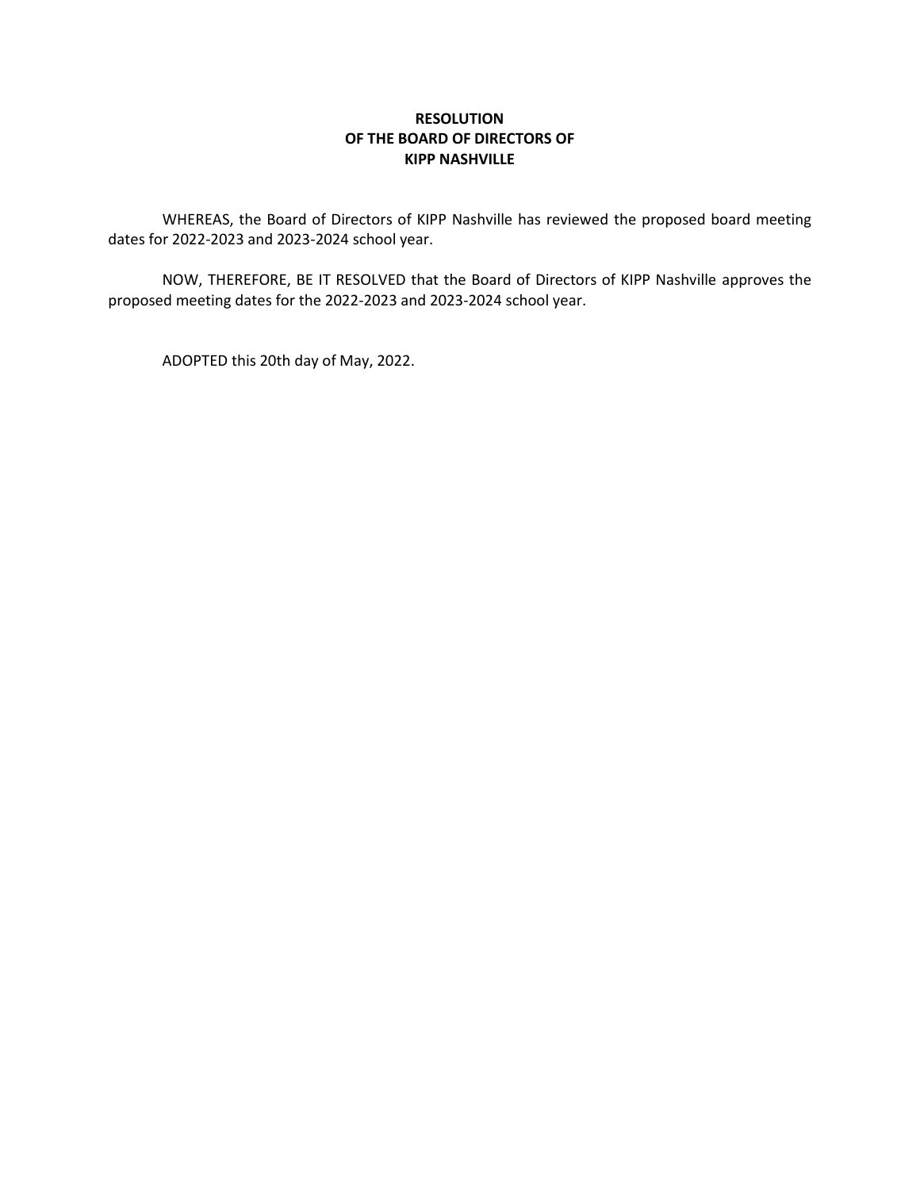**RESOLUTION**
**OF THE BOARD OF DIRECTORS OF**
**KIPP NASHVILLE**

WHEREAS, the Board of Directors of KIPP Nashville has reviewed the proposed board meeting dates for 2022-2023 and 2023-2024 school year.

NOW, THEREFORE, BE IT RESOLVED that the Board of Directors of KIPP Nashville approves the proposed meeting dates for the 2022-2023 and 2023-2024 school year.

ADOPTED this 20th day of May, 2022.